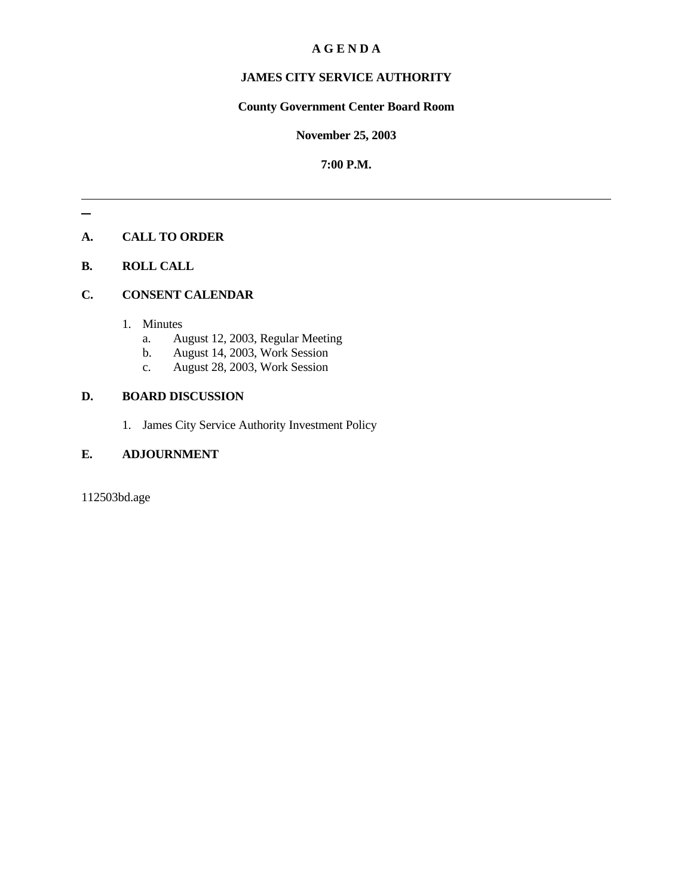# A G E N D A

## JAMES CITY SERVICE AUTHORITY

### County Government Center Board Room

### November 25, 2003

### 7:00 P.M.

---

**A. CALL TO ORDER**

**B. ROLL CALL**

**C. CONSENT CALENDAR**

1. Minutes
   a. August 12, 2003, Regular Meeting
   b. August 14, 2003, Work Session
   c. August 28, 2003, Work Session

**D. BOARD DISCUSSION**

1. James City Service Authority Investment Policy

**E. ADJOURNMENT**

112503bd.age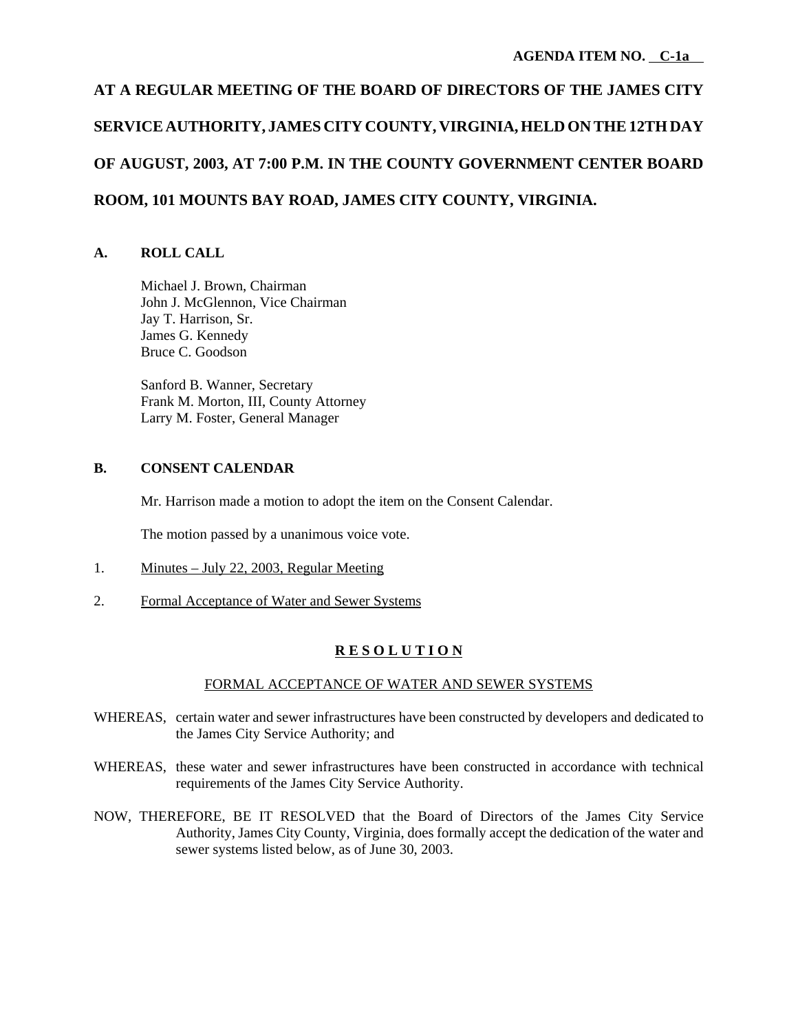**AGENDA ITEM NO. C-1a**

# AT A REGULAR MEETING OF THE BOARD OF DIRECTORS OF THE JAMES CITY SERVICE AUTHORITY, JAMES CITY COUNTY, VIRGINIA, HELD ON THE 12TH DAY OF AUGUST, 2003, AT 7:00 P.M. IN THE COUNTY GOVERNMENT CENTER BOARD ROOM, 101 MOUNTS BAY ROAD, JAMES CITY COUNTY, VIRGINIA.

## A. ROLL CALL

Michael J. Brown, Chairman
John J. McGlennon, Vice Chairman
Jay T. Harrison, Sr.
James G. Kennedy
Bruce C. Goodson

Sanford B. Wanner, Secretary
Frank M. Morton, III, County Attorney
Larry M. Foster, General Manager

## B. CONSENT CALENDAR

Mr. Harrison made a motion to adopt the item on the Consent Calendar.

The motion passed by a unanimous voice vote.

1. Minutes – July 22, 2003, Regular Meeting

2. Formal Acceptance of Water and Sewer Systems

**R E S O L U T I O N**

FORMAL ACCEPTANCE OF WATER AND SEWER SYSTEMS

WHEREAS, certain water and sewer infrastructures have been constructed by developers and dedicated to the James City Service Authority; and

WHEREAS, these water and sewer infrastructures have been constructed in accordance with technical requirements of the James City Service Authority.

NOW, THEREFORE, BE IT RESOLVED that the Board of Directors of the James City Service Authority, James City County, Virginia, does formally accept the dedication of the water and sewer systems listed below, as of June 30, 2003.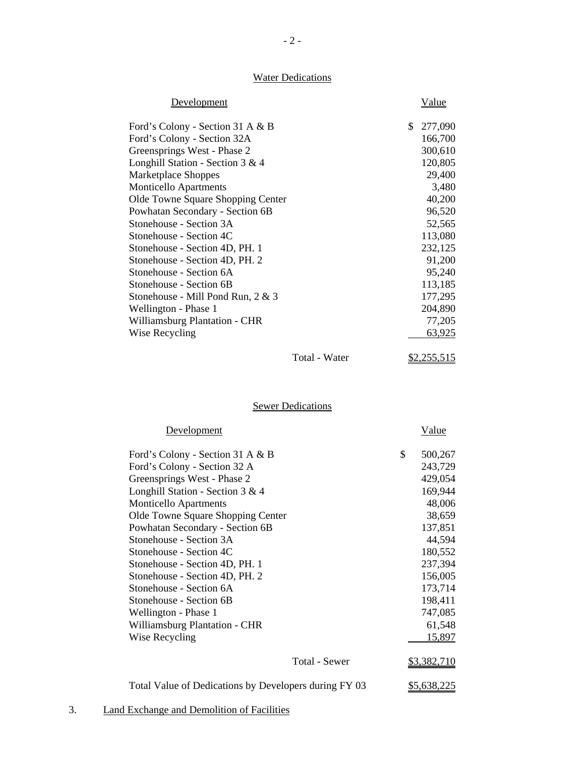## Water Dedications

| Development | Value |
|---|---|
| Ford's Colony - Section 31 A & B | $ 277,090 |
| Ford's Colony - Section 32A | 166,700 |
| Greensprings West - Phase 2 | 300,610 |
| Longhill Station - Section 3 & 4 | 120,805 |
| Marketplace Shoppes | 29,400 |
| Monticello Apartments | 3,480 |
| Olde Towne Square Shopping Center | 40,200 |
| Powhatan Secondary - Section 6B | 96,520 |
| Stonehouse - Section 3A | 52,565 |
| Stonehouse - Section 4C | 113,080 |
| Stonehouse - Section 4D, PH. 1 | 232,125 |
| Stonehouse - Section 4D, PH. 2 | 91,200 |
| Stonehouse - Section 6A | 95,240 |
| Stonehouse - Section 6B | 113,185 |
| Stonehouse - Mill Pond Run, 2 & 3 | 177,295 |
| Wellington - Phase 1 | 204,890 |
| Williamsburg Plantation - CHR | 77,205 |
| Wise Recycling | 63,925 |
| Total - Water | $2,255,515 |

## Sewer Dedications

| Development | Value |
|---|---|
| Ford's Colony - Section 31 A & B | $ 500,267 |
| Ford's Colony - Section 32 A | 243,729 |
| Greensprings West - Phase 2 | 429,054 |
| Longhill Station - Section 3 & 4 | 169,944 |
| Monticello Apartments | 48,006 |
| Olde Towne Square Shopping Center | 38,659 |
| Powhatan Secondary - Section 6B | 137,851 |
| Stonehouse - Section 3A | 44,594 |
| Stonehouse - Section 4C | 180,552 |
| Stonehouse - Section 4D, PH. 1 | 237,394 |
| Stonehouse - Section 4D, PH. 2 | 156,005 |
| Stonehouse - Section 6A | 173,714 |
| Stonehouse - Section 6B | 198,411 |
| Wellington - Phase 1 | 747,085 |
| Williamsburg Plantation - CHR | 61,548 |
| Wise Recycling | 15,897 |
| Total - Sewer | $3,382,710 |

Total Value of Dedications by Developers during FY 03 — $5,638,225

3. Land Exchange and Demolition of Facilities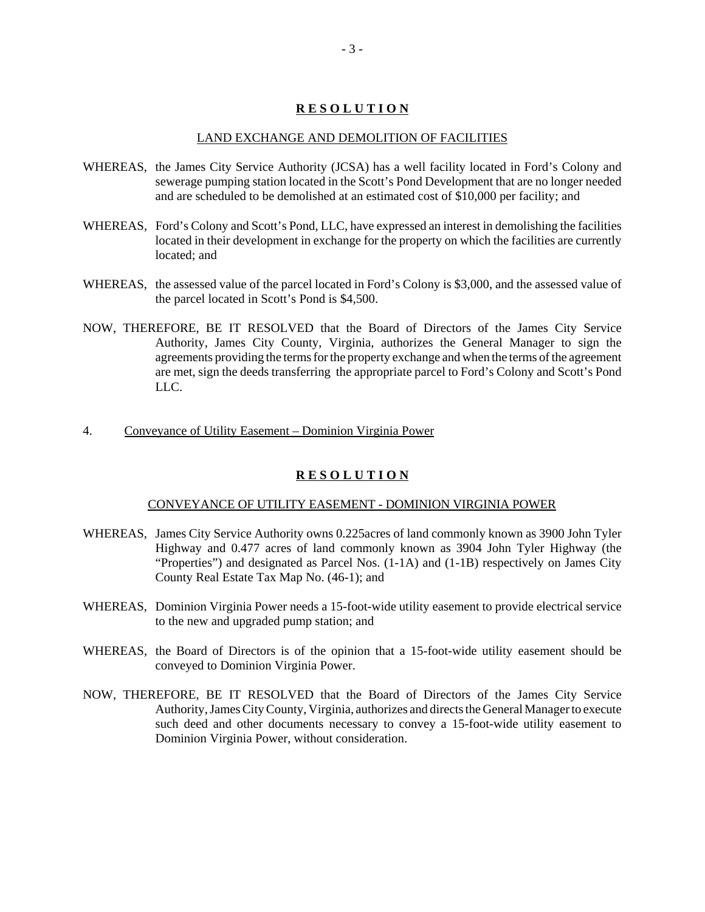## R E S O L U T I O N

LAND EXCHANGE AND DEMOLITION OF FACILITIES

WHEREAS, the James City Service Authority (JCSA) has a well facility located in Ford's Colony and sewerage pumping station located in the Scott's Pond Development that are no longer needed and are scheduled to be demolished at an estimated cost of $10,000 per facility; and

WHEREAS, Ford's Colony and Scott's Pond, LLC, have expressed an interest in demolishing the facilities located in their development in exchange for the property on which the facilities are currently located; and

WHEREAS, the assessed value of the parcel located in Ford's Colony is $3,000, and the assessed value of the parcel located in Scott's Pond is $4,500.

NOW, THEREFORE, BE IT RESOLVED that the Board of Directors of the James City Service Authority, James City County, Virginia, authorizes the General Manager to sign the agreements providing the terms for the property exchange and when the terms of the agreement are met, sign the deeds transferring the appropriate parcel to Ford's Colony and Scott's Pond LLC.

4. Conveyance of Utility Easement – Dominion Virginia Power

## R E S O L U T I O N

CONVEYANCE OF UTILITY EASEMENT - DOMINION VIRGINIA POWER

WHEREAS, James City Service Authority owns 0.225acres of land commonly known as 3900 John Tyler Highway and 0.477 acres of land commonly known as 3904 John Tyler Highway (the "Properties") and designated as Parcel Nos. (1-1A) and (1-1B) respectively on James City County Real Estate Tax Map No. (46-1); and

WHEREAS, Dominion Virginia Power needs a 15-foot-wide utility easement to provide electrical service to the new and upgraded pump station; and

WHEREAS, the Board of Directors is of the opinion that a 15-foot-wide utility easement should be conveyed to Dominion Virginia Power.

NOW, THEREFORE, BE IT RESOLVED that the Board of Directors of the James City Service Authority, James City County, Virginia, authorizes and directs the General Manager to execute such deed and other documents necessary to convey a 15-foot-wide utility easement to Dominion Virginia Power, without consideration.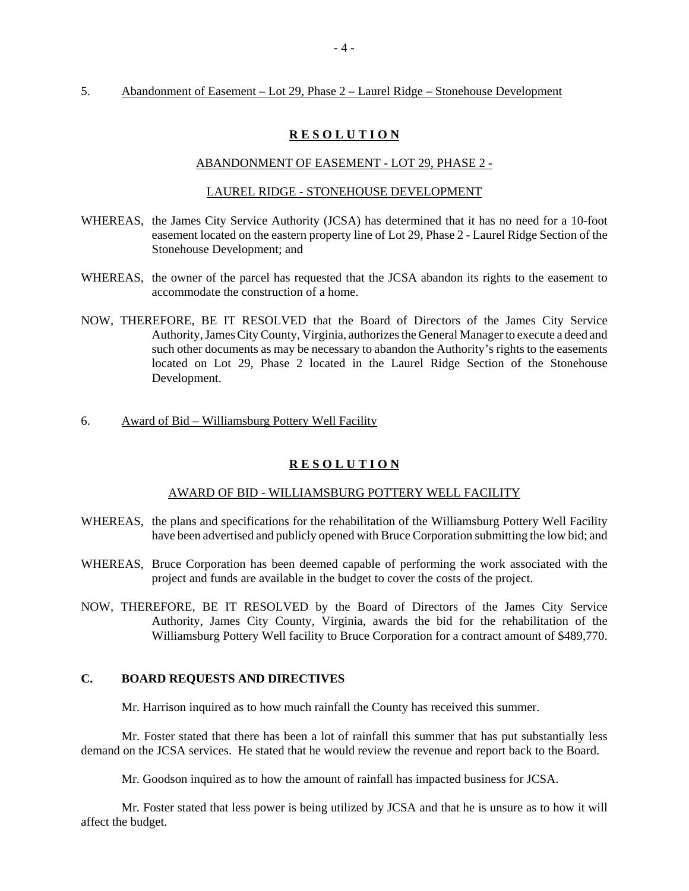5. Abandonment of Easement – Lot 29, Phase 2 – Laurel Ridge – Stonehouse Development

**R E S O L U T I O N**

ABANDONMENT OF EASEMENT - LOT 29, PHASE 2 -

LAUREL RIDGE - STONEHOUSE DEVELOPMENT

WHEREAS, the James City Service Authority (JCSA) has determined that it has no need for a 10-foot easement located on the eastern property line of Lot 29, Phase 2 - Laurel Ridge Section of the Stonehouse Development; and

WHEREAS, the owner of the parcel has requested that the JCSA abandon its rights to the easement to accommodate the construction of a home.

NOW, THEREFORE, BE IT RESOLVED that the Board of Directors of the James City Service Authority, James City County, Virginia, authorizes the General Manager to execute a deed and such other documents as may be necessary to abandon the Authority's rights to the easements located on Lot 29, Phase 2 located in the Laurel Ridge Section of the Stonehouse Development.

6. Award of Bid – Williamsburg Pottery Well Facility

**R E S O L U T I O N**

AWARD OF BID - WILLIAMSBURG POTTERY WELL FACILITY

WHEREAS, the plans and specifications for the rehabilitation of the Williamsburg Pottery Well Facility have been advertised and publicly opened with Bruce Corporation submitting the low bid; and

WHEREAS, Bruce Corporation has been deemed capable of performing the work associated with the project and funds are available in the budget to cover the costs of the project.

NOW, THEREFORE, BE IT RESOLVED by the Board of Directors of the James City Service Authority, James City County, Virginia, awards the bid for the rehabilitation of the Williamsburg Pottery Well facility to Bruce Corporation for a contract amount of $489,770.

**C. BOARD REQUESTS AND DIRECTIVES**

Mr. Harrison inquired as to how much rainfall the County has received this summer.

Mr. Foster stated that there has been a lot of rainfall this summer that has put substantially less demand on the JCSA services. He stated that he would review the revenue and report back to the Board.

Mr. Goodson inquired as to how the amount of rainfall has impacted business for JCSA.

Mr. Foster stated that less power is being utilized by JCSA and that he is unsure as to how it will affect the budget.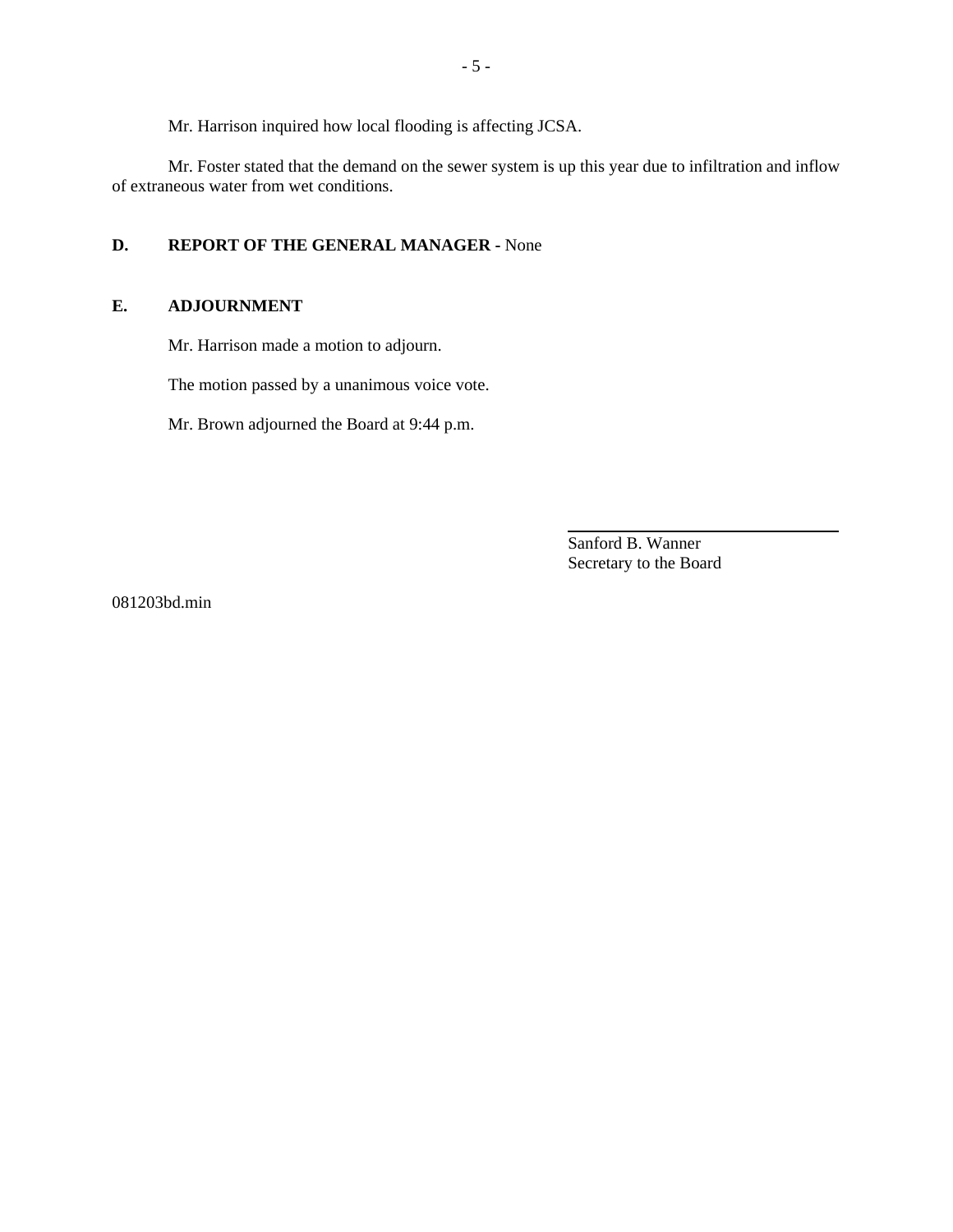Mr. Harrison inquired how local flooding is affecting JCSA.

Mr. Foster stated that the demand on the sewer system is up this year due to infiltration and inflow of extraneous water from wet conditions.

**D. REPORT OF THE GENERAL MANAGER -** None

**E. ADJOURNMENT**

Mr. Harrison made a motion to adjourn.

The motion passed by a unanimous voice vote.

Mr. Brown adjourned the Board at 9:44 p.m.

Sanford B. Wanner
Secretary to the Board

081203bd.min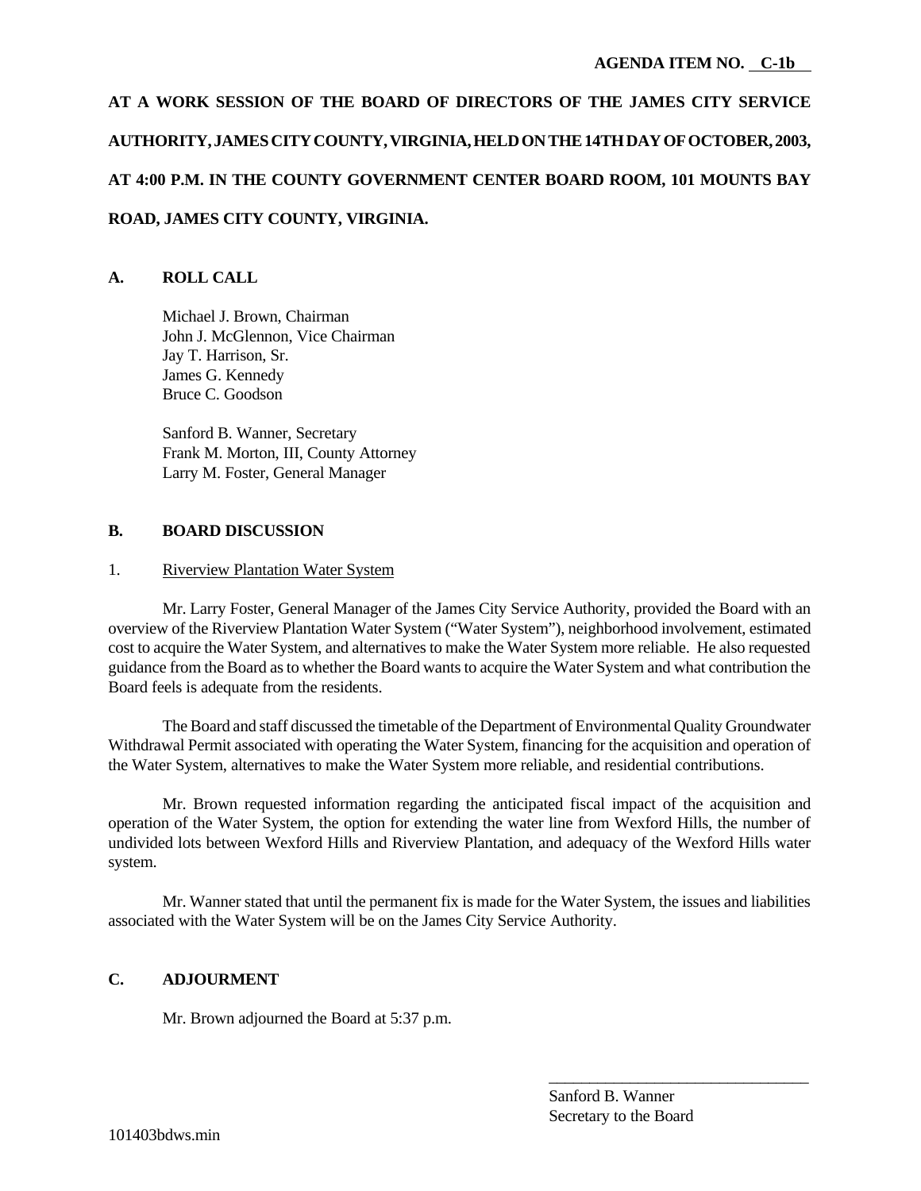**AGENDA ITEM NO. C-1b**

**AT A WORK SESSION OF THE BOARD OF DIRECTORS OF THE JAMES CITY SERVICE AUTHORITY, JAMES CITY COUNTY, VIRGINIA, HELD ON THE 14TH DAY OF OCTOBER, 2003, AT 4:00 P.M. IN THE COUNTY GOVERNMENT CENTER BOARD ROOM, 101 MOUNTS BAY ROAD, JAMES CITY COUNTY, VIRGINIA.**

## A. ROLL CALL

Michael J. Brown, Chairman
John J. McGlennon, Vice Chairman
Jay T. Harrison, Sr.
James G. Kennedy
Bruce C. Goodson

Sanford B. Wanner, Secretary
Frank M. Morton, III, County Attorney
Larry M. Foster, General Manager

## B. BOARD DISCUSSION

1. Riverview Plantation Water System

Mr. Larry Foster, General Manager of the James City Service Authority, provided the Board with an overview of the Riverview Plantation Water System ("Water System"), neighborhood involvement, estimated cost to acquire the Water System, and alternatives to make the Water System more reliable. He also requested guidance from the Board as to whether the Board wants to acquire the Water System and what contribution the Board feels is adequate from the residents.

The Board and staff discussed the timetable of the Department of Environmental Quality Groundwater Withdrawal Permit associated with operating the Water System, financing for the acquisition and operation of the Water System, alternatives to make the Water System more reliable, and residential contributions.

Mr. Brown requested information regarding the anticipated fiscal impact of the acquisition and operation of the Water System, the option for extending the water line from Wexford Hills, the number of undivided lots between Wexford Hills and Riverview Plantation, and adequacy of the Wexford Hills water system.

Mr. Wanner stated that until the permanent fix is made for the Water System, the issues and liabilities associated with the Water System will be on the James City Service Authority.

## C. ADJOURMENT

Mr. Brown adjourned the Board at 5:37 p.m.

\_\_\_\_\_\_\_\_\_\_\_\_\_\_\_\_\_\_\_\_\_\_\_\_\_\_\_\_\_\_\_\_
Sanford B. Wanner
Secretary to the Board

101403bdws.min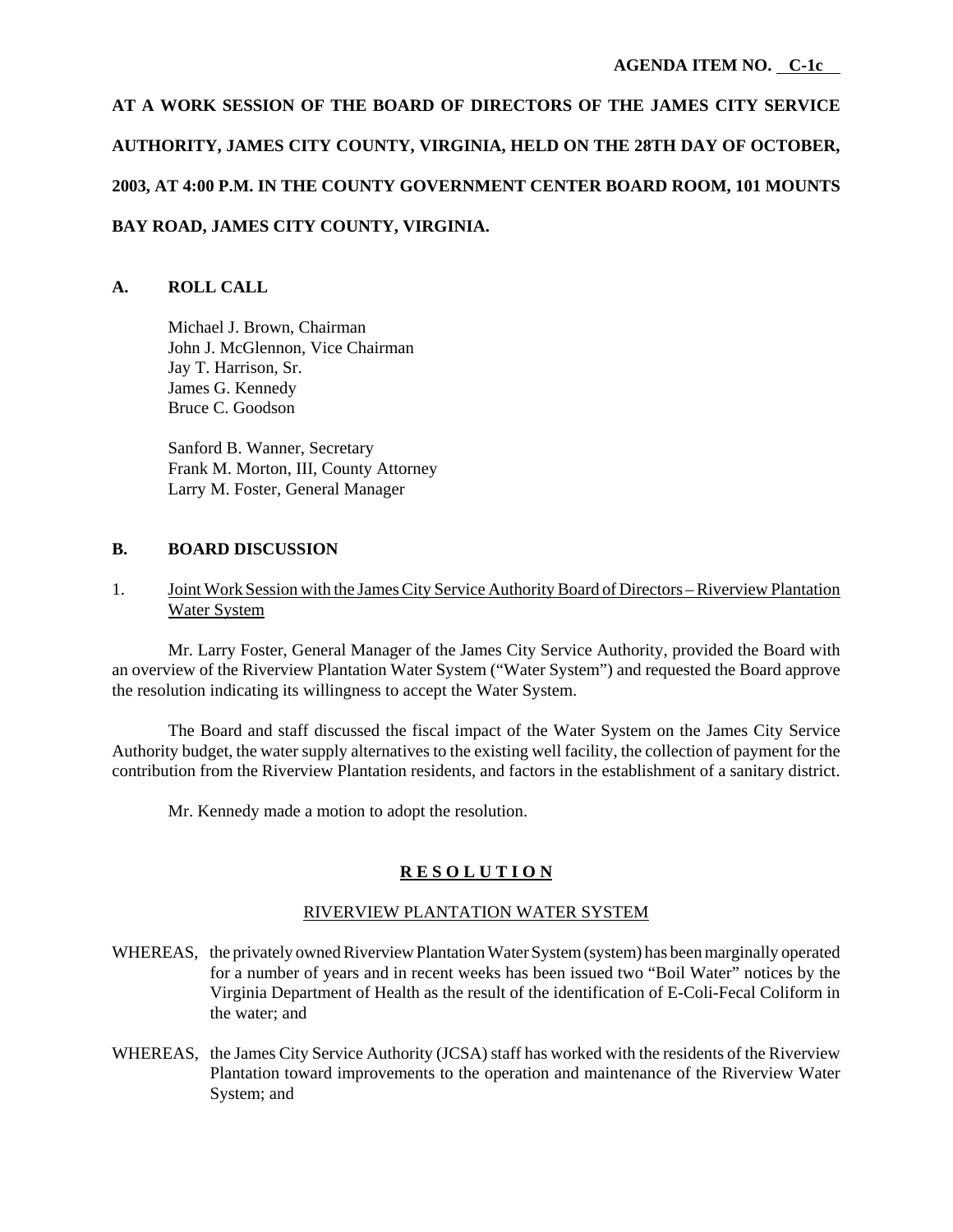**AGENDA ITEM NO. C-1c**

**AT A WORK SESSION OF THE BOARD OF DIRECTORS OF THE JAMES CITY SERVICE AUTHORITY, JAMES CITY COUNTY, VIRGINIA, HELD ON THE 28TH DAY OF OCTOBER, 2003, AT 4:00 P.M. IN THE COUNTY GOVERNMENT CENTER BOARD ROOM, 101 MOUNTS BAY ROAD, JAMES CITY COUNTY, VIRGINIA.**

## A. ROLL CALL

Michael J. Brown, Chairman
John J. McGlennon, Vice Chairman
Jay T. Harrison, Sr.
James G. Kennedy
Bruce C. Goodson

Sanford B. Wanner, Secretary
Frank M. Morton, III, County Attorney
Larry M. Foster, General Manager

## B. BOARD DISCUSSION

1. Joint Work Session with the James City Service Authority Board of Directors – Riverview Plantation Water System

Mr. Larry Foster, General Manager of the James City Service Authority, provided the Board with an overview of the Riverview Plantation Water System ("Water System") and requested the Board approve the resolution indicating its willingness to accept the Water System.

The Board and staff discussed the fiscal impact of the Water System on the James City Service Authority budget, the water supply alternatives to the existing well facility, the collection of payment for the contribution from the Riverview Plantation residents, and factors in the establishment of a sanitary district.

Mr. Kennedy made a motion to adopt the resolution.

**R E S O L U T I O N**

RIVERVIEW PLANTATION WATER SYSTEM

WHEREAS, the privately owned Riverview Plantation Water System (system) has been marginally operated for a number of years and in recent weeks has been issued two "Boil Water" notices by the Virginia Department of Health as the result of the identification of E-Coli-Fecal Coliform in the water; and

WHEREAS, the James City Service Authority (JCSA) staff has worked with the residents of the Riverview Plantation toward improvements to the operation and maintenance of the Riverview Water System; and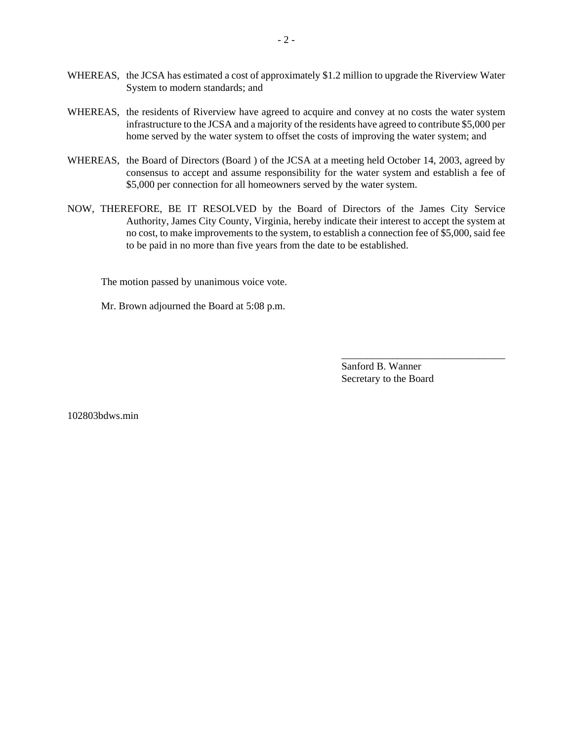WHEREAS, the JCSA has estimated a cost of approximately $1.2 million to upgrade the Riverview Water System to modern standards; and

WHEREAS, the residents of Riverview have agreed to acquire and convey at no costs the water system infrastructure to the JCSA and a majority of the residents have agreed to contribute $5,000 per home served by the water system to offset the costs of improving the water system; and

WHEREAS, the Board of Directors (Board ) of the JCSA at a meeting held October 14, 2003, agreed by consensus to accept and assume responsibility for the water system and establish a fee of $5,000 per connection for all homeowners served by the water system.

NOW, THEREFORE, BE IT RESOLVED by the Board of Directors of the James City Service Authority, James City County, Virginia, hereby indicate their interest to accept the system at no cost, to make improvements to the system, to establish a connection fee of $5,000, said fee to be paid in no more than five years from the date to be established.

The motion passed by unanimous voice vote.

Mr. Brown adjourned the Board at 5:08 p.m.

\_\_\_\_\_\_\_\_\_\_\_\_\_\_\_\_\_\_\_\_\_\_\_\_\_\_\_\_\_\_\_\_

Sanford B. Wanner
Secretary to the Board

102803bdws.min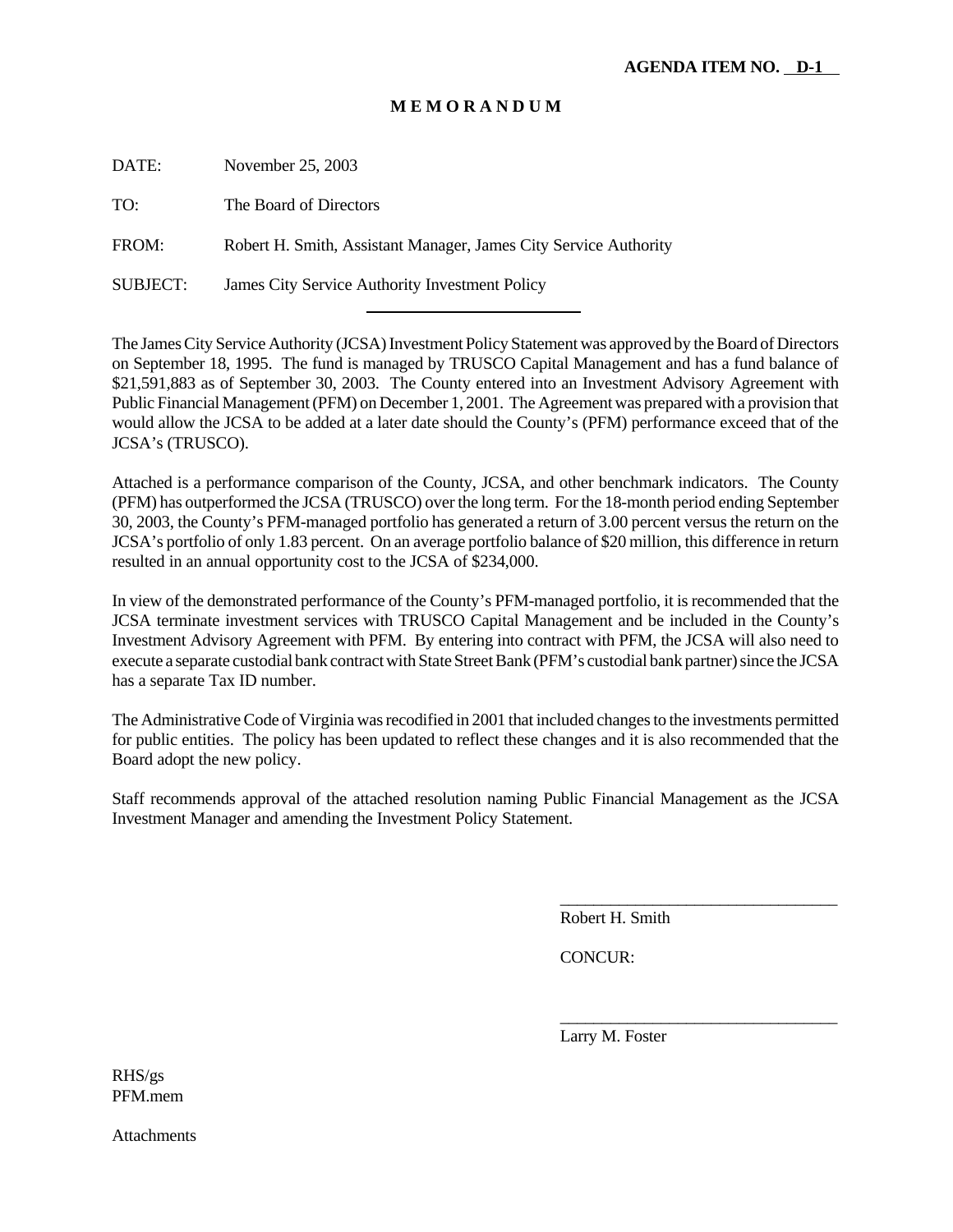**AGENDA ITEM NO. D-1**

# M E M O R A N D U M

DATE: November 25, 2003

TO: The Board of Directors

FROM: Robert H. Smith, Assistant Manager, James City Service Authority

SUBJECT: James City Service Authority Investment Policy

---

The James City Service Authority (JCSA) Investment Policy Statement was approved by the Board of Directors on September 18, 1995. The fund is managed by TRUSCO Capital Management and has a fund balance of $21,591,883 as of September 30, 2003. The County entered into an Investment Advisory Agreement with Public Financial Management (PFM) on December 1, 2001. The Agreement was prepared with a provision that would allow the JCSA to be added at a later date should the County's (PFM) performance exceed that of the JCSA's (TRUSCO).

Attached is a performance comparison of the County, JCSA, and other benchmark indicators. The County (PFM) has outperformed the JCSA (TRUSCO) over the long term. For the 18-month period ending September 30, 2003, the County's PFM-managed portfolio has generated a return of 3.00 percent versus the return on the JCSA's portfolio of only 1.83 percent. On an average portfolio balance of $20 million, this difference in return resulted in an annual opportunity cost to the JCSA of $234,000.

In view of the demonstrated performance of the County's PFM-managed portfolio, it is recommended that the JCSA terminate investment services with TRUSCO Capital Management and be included in the County's Investment Advisory Agreement with PFM. By entering into contract with PFM, the JCSA will also need to execute a separate custodial bank contract with State Street Bank (PFM's custodial bank partner) since the JCSA has a separate Tax ID number.

The Administrative Code of Virginia was recodified in 2001 that included changes to the investments permitted for public entities. The policy has been updated to reflect these changes and it is also recommended that the Board adopt the new policy.

Staff recommends approval of the attached resolution naming Public Financial Management as the JCSA Investment Manager and amending the Investment Policy Statement.

_________________________________
Robert H. Smith

CONCUR:

_________________________________
Larry M. Foster

RHS/gs
PFM.mem

Attachments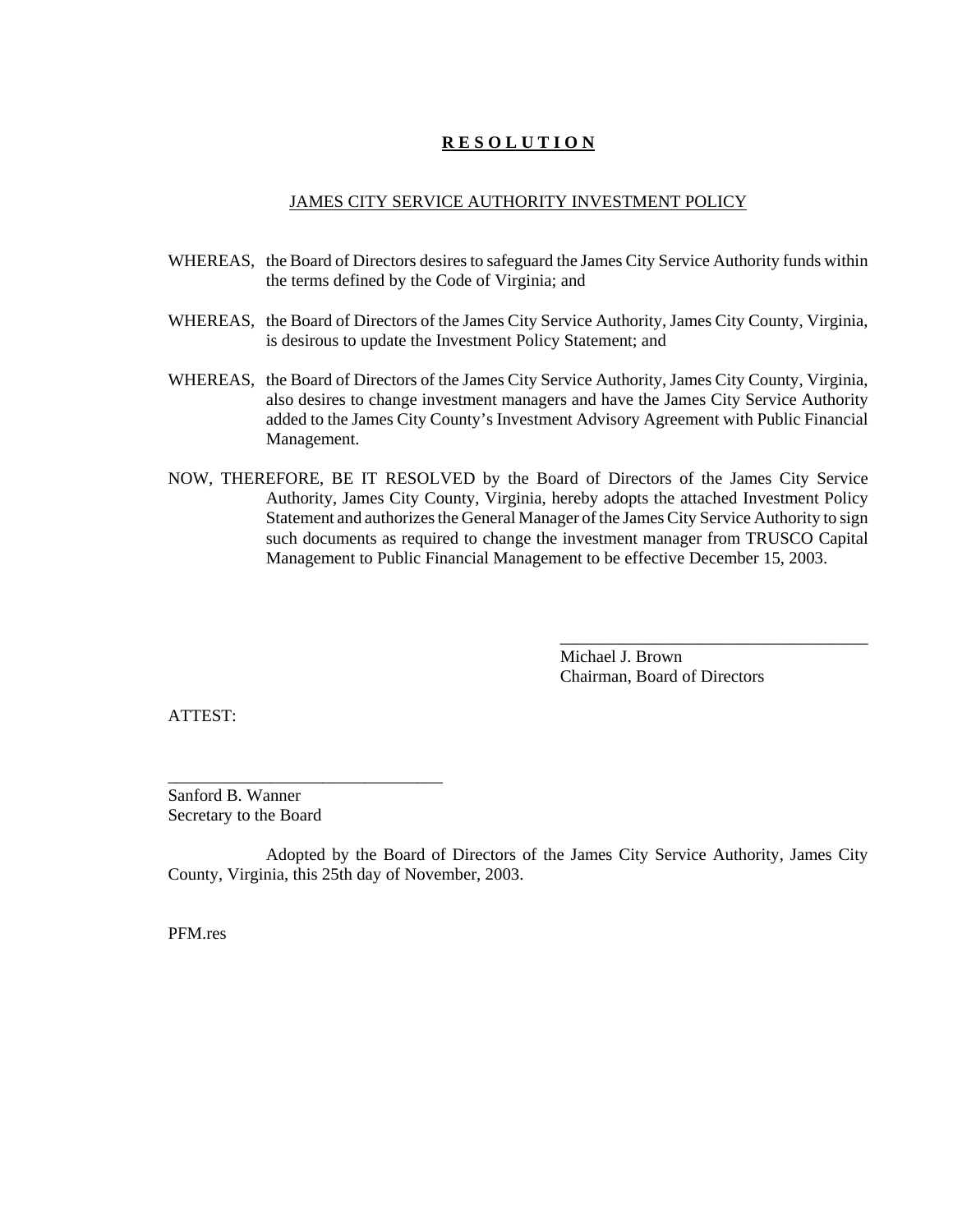# **R E S O L U T I O N**

JAMES CITY SERVICE AUTHORITY INVESTMENT POLICY

WHEREAS, the Board of Directors desires to safeguard the James City Service Authority funds within the terms defined by the Code of Virginia; and

WHEREAS, the Board of Directors of the James City Service Authority, James City County, Virginia, is desirous to update the Investment Policy Statement; and

WHEREAS, the Board of Directors of the James City Service Authority, James City County, Virginia, also desires to change investment managers and have the James City Service Authority added to the James City County's Investment Advisory Agreement with Public Financial Management.

NOW, THEREFORE, BE IT RESOLVED by the Board of Directors of the James City Service Authority, James City County, Virginia, hereby adopts the attached Investment Policy Statement and authorizes the General Manager of the James City Service Authority to sign such documents as required to change the investment manager from TRUSCO Capital Management to Public Financial Management to be effective December 15, 2003.

_____________________________________
Michael J. Brown
Chairman, Board of Directors

ATTEST:

________________________________
Sanford B. Wanner
Secretary to the Board

Adopted by the Board of Directors of the James City Service Authority, James City County, Virginia, this 25th day of November, 2003.

PFM.res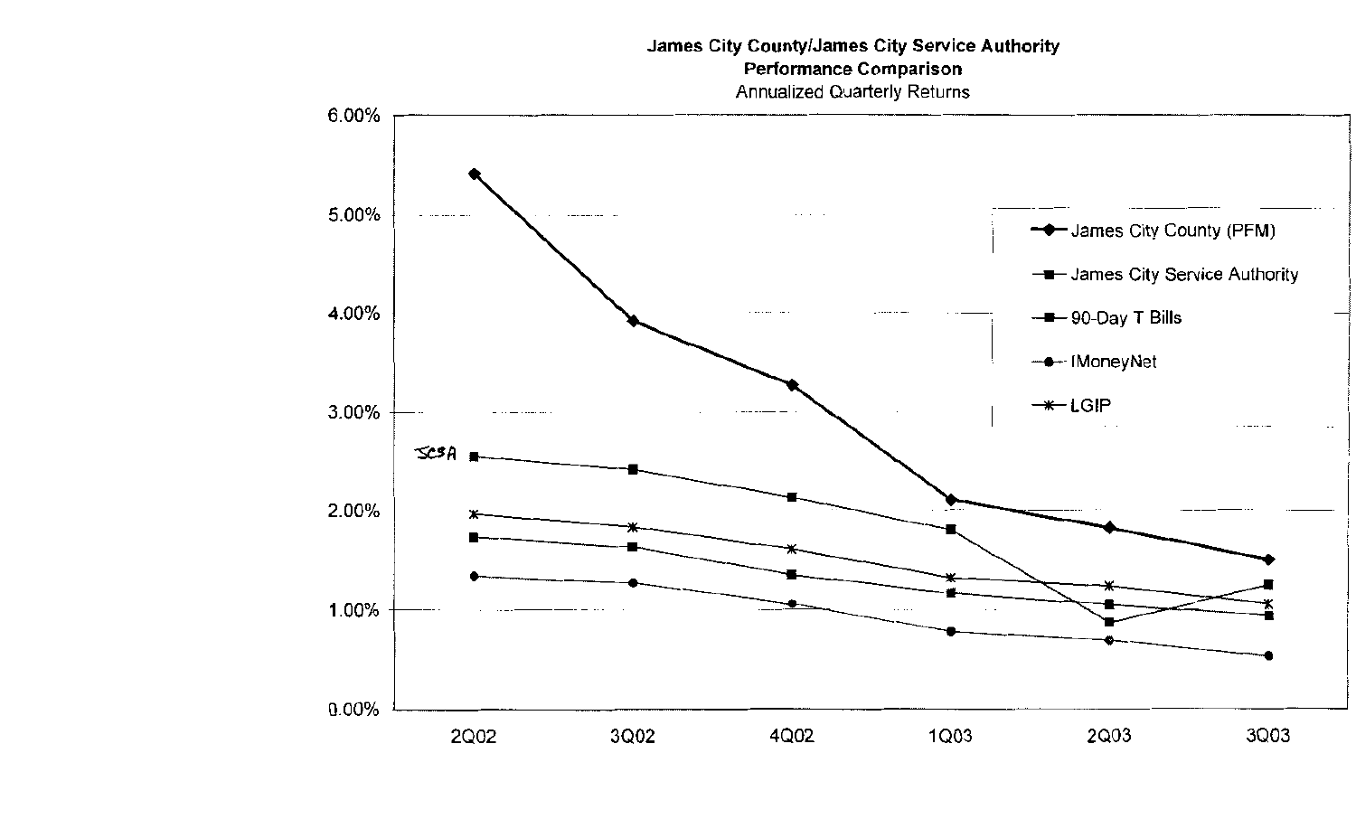**James City County/James City Service Authority**
**Performance Comparison**
Annualized Quarterly Returns

JCSA

- James City County (PFM)
- James City Service Authority
- 90-Day T Bills
- IMoneyNet
- LGIP

6.00%
5.00%
4.00%
3.00%
2.00%
1.00%
0.00%

2Q02 3Q02 4Q02 1Q03 2Q03 3Q03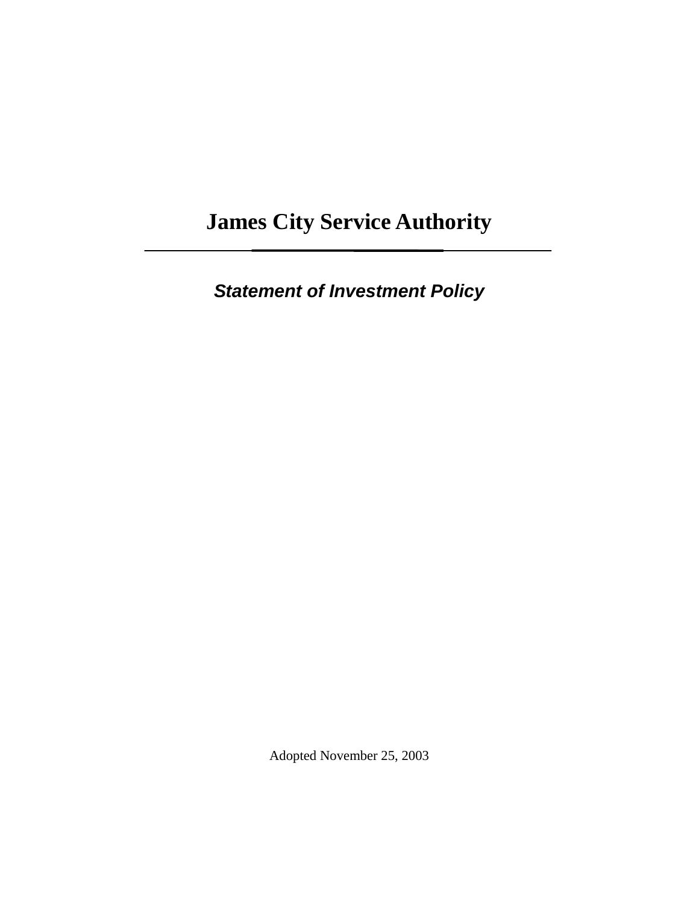# James City Service Authority

---

***Statement of Investment Policy***

Adopted November 25, 2003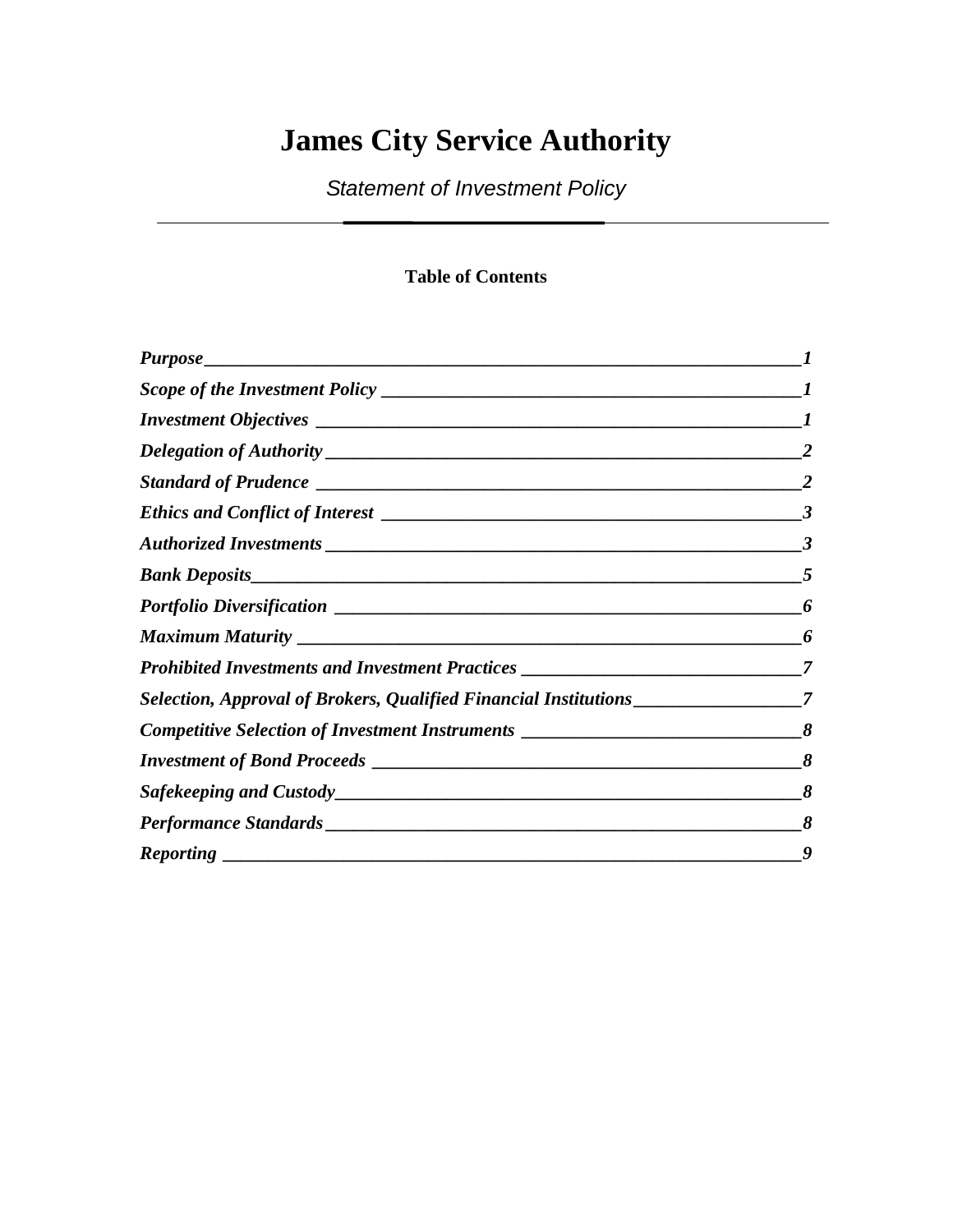# James City Service Authority

*Statement of Investment Policy*

---

**Table of Contents**

| | |
|---|---|
| ***Purpose*** | ***1*** |
| ***Scope of the Investment Policy*** | ***1*** |
| ***Investment Objectives*** | ***1*** |
| ***Delegation of Authority*** | ***2*** |
| ***Standard of Prudence*** | ***2*** |
| ***Ethics and Conflict of Interest*** | ***3*** |
| ***Authorized Investments*** | ***3*** |
| ***Bank Deposits*** | ***5*** |
| ***Portfolio Diversification*** | ***6*** |
| ***Maximum Maturity*** | ***6*** |
| ***Prohibited Investments and Investment Practices*** | ***7*** |
| ***Selection, Approval of Brokers, Qualified Financial Institutions*** | ***7*** |
| ***Competitive Selection of Investment Instruments*** | ***8*** |
| ***Investment of Bond Proceeds*** | ***8*** |
| ***Safekeeping and Custody*** | ***8*** |
| ***Performance Standards*** | ***8*** |
| ***Reporting*** | ***9*** |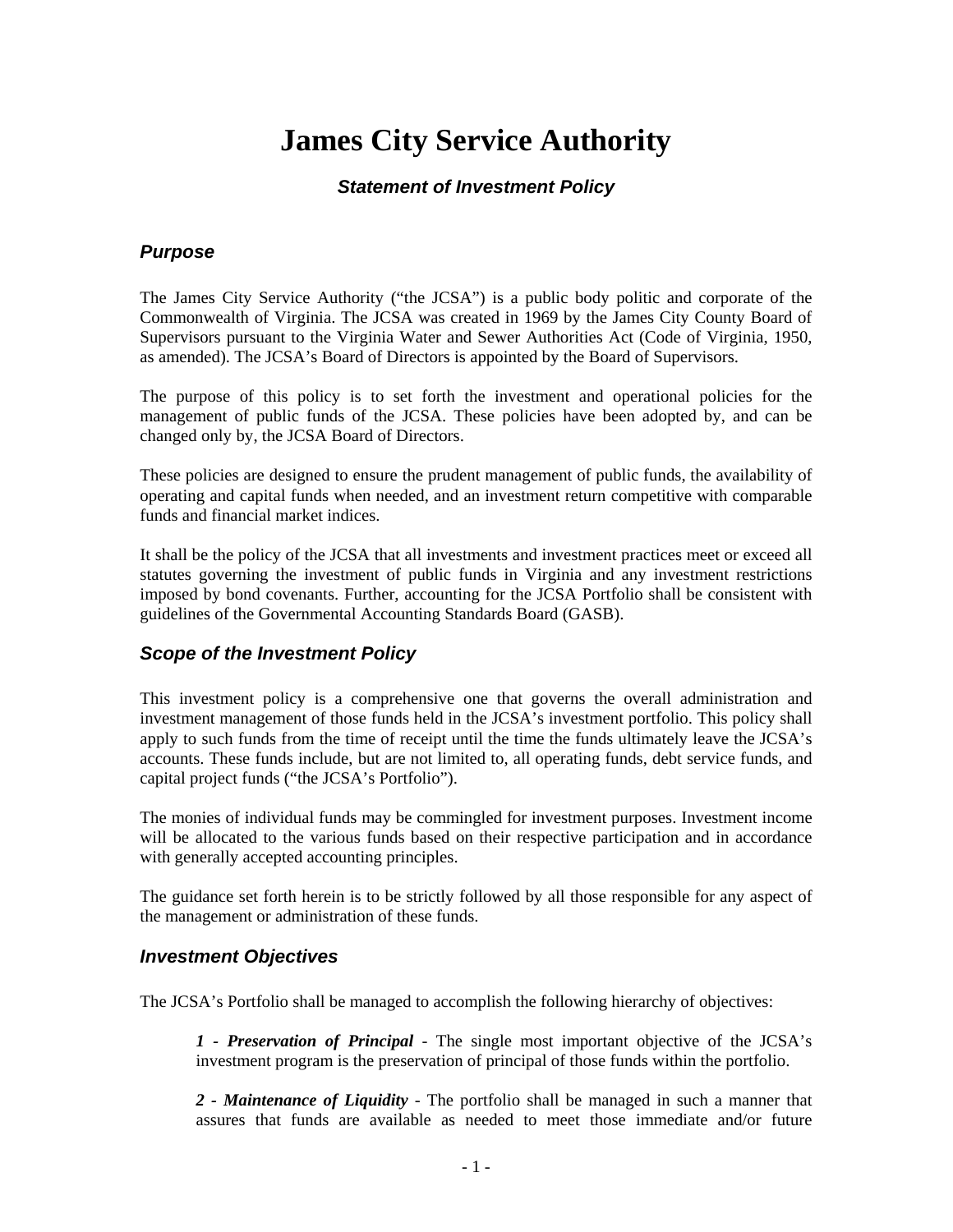# James City Service Authority

### *Statement of Investment Policy*

## *Purpose*

The James City Service Authority ("the JCSA") is a public body politic and corporate of the Commonwealth of Virginia. The JCSA was created in 1969 by the James City County Board of Supervisors pursuant to the Virginia Water and Sewer Authorities Act (Code of Virginia, 1950, as amended). The JCSA's Board of Directors is appointed by the Board of Supervisors.

The purpose of this policy is to set forth the investment and operational policies for the management of public funds of the JCSA. These policies have been adopted by, and can be changed only by, the JCSA Board of Directors.

These policies are designed to ensure the prudent management of public funds, the availability of operating and capital funds when needed, and an investment return competitive with comparable funds and financial market indices.

It shall be the policy of the JCSA that all investments and investment practices meet or exceed all statutes governing the investment of public funds in Virginia and any investment restrictions imposed by bond covenants. Further, accounting for the JCSA Portfolio shall be consistent with guidelines of the Governmental Accounting Standards Board (GASB).

## *Scope of the Investment Policy*

This investment policy is a comprehensive one that governs the overall administration and investment management of those funds held in the JCSA's investment portfolio. This policy shall apply to such funds from the time of receipt until the time the funds ultimately leave the JCSA's accounts. These funds include, but are not limited to, all operating funds, debt service funds, and capital project funds ("the JCSA's Portfolio").

The monies of individual funds may be commingled for investment purposes. Investment income will be allocated to the various funds based on their respective participation and in accordance with generally accepted accounting principles.

The guidance set forth herein is to be strictly followed by all those responsible for any aspect of the management or administration of these funds.

## *Investment Objectives*

The JCSA's Portfolio shall be managed to accomplish the following hierarchy of objectives:

> ***1 - Preservation of Principal*** - The single most important objective of the JCSA's investment program is the preservation of principal of those funds within the portfolio.
>
> ***2 - Maintenance of Liquidity*** - The portfolio shall be managed in such a manner that assures that funds are available as needed to meet those immediate and/or future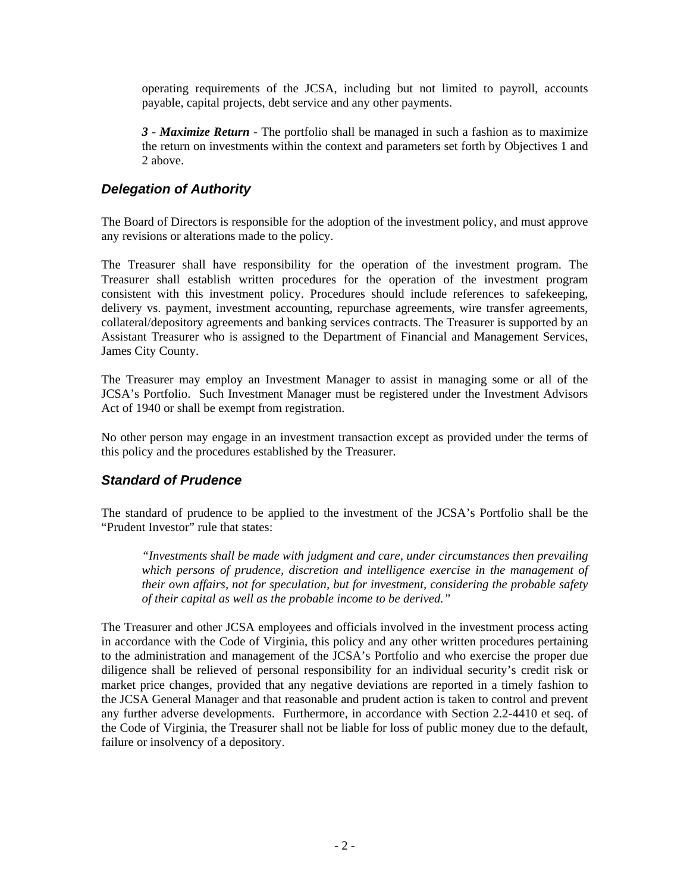operating requirements of the JCSA, including but not limited to payroll, accounts payable, capital projects, debt service and any other payments.

***3 - Maximize Return*** - The portfolio shall be managed in such a fashion as to maximize the return on investments within the context and parameters set forth by Objectives 1 and 2 above.

## *Delegation of Authority*

The Board of Directors is responsible for the adoption of the investment policy, and must approve any revisions or alterations made to the policy.

The Treasurer shall have responsibility for the operation of the investment program. The Treasurer shall establish written procedures for the operation of the investment program consistent with this investment policy. Procedures should include references to safekeeping, delivery vs. payment, investment accounting, repurchase agreements, wire transfer agreements, collateral/depository agreements and banking services contracts. The Treasurer is supported by an Assistant Treasurer who is assigned to the Department of Financial and Management Services, James City County.

The Treasurer may employ an Investment Manager to assist in managing some or all of the JCSA's Portfolio. Such Investment Manager must be registered under the Investment Advisors Act of 1940 or shall be exempt from registration.

No other person may engage in an investment transaction except as provided under the terms of this policy and the procedures established by the Treasurer.

## *Standard of Prudence*

The standard of prudence to be applied to the investment of the JCSA's Portfolio shall be the "Prudent Investor" rule that states:

> *"Investments shall be made with judgment and care, under circumstances then prevailing which persons of prudence, discretion and intelligence exercise in the management of their own affairs, not for speculation, but for investment, considering the probable safety of their capital as well as the probable income to be derived."*

The Treasurer and other JCSA employees and officials involved in the investment process acting in accordance with the Code of Virginia, this policy and any other written procedures pertaining to the administration and management of the JCSA's Portfolio and who exercise the proper due diligence shall be relieved of personal responsibility for an individual security's credit risk or market price changes, provided that any negative deviations are reported in a timely fashion to the JCSA General Manager and that reasonable and prudent action is taken to control and prevent any further adverse developments. Furthermore, in accordance with Section 2.2-4410 et seq. of the Code of Virginia, the Treasurer shall not be liable for loss of public money due to the default, failure or insolvency of a depository.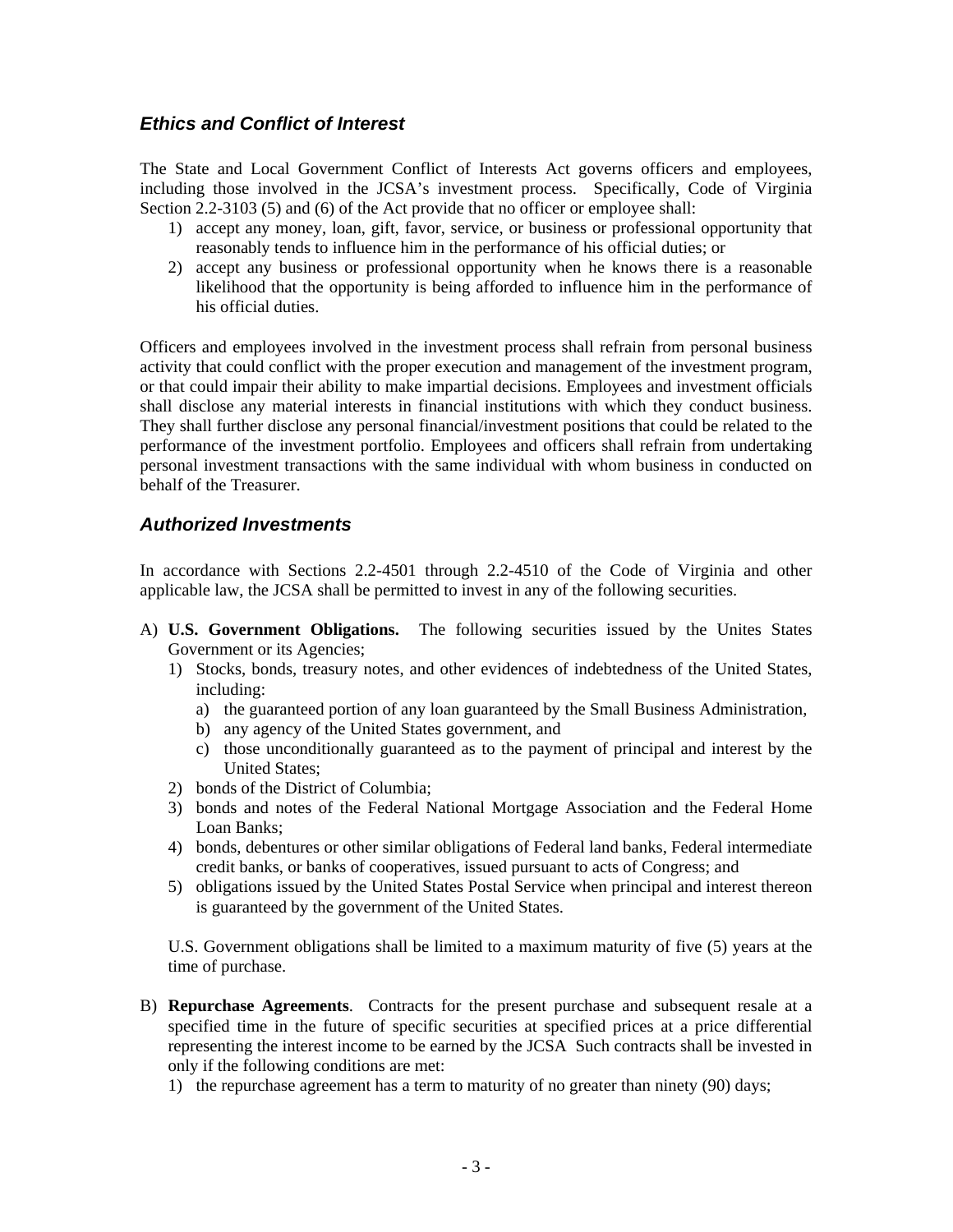## *Ethics and Conflict of Interest*

The State and Local Government Conflict of Interests Act governs officers and employees, including those involved in the JCSA's investment process. Specifically, Code of Virginia Section 2.2-3103 (5) and (6) of the Act provide that no officer or employee shall:

1) accept any money, loan, gift, favor, service, or business or professional opportunity that reasonably tends to influence him in the performance of his official duties; or
2) accept any business or professional opportunity when he knows there is a reasonable likelihood that the opportunity is being afforded to influence him in the performance of his official duties.

Officers and employees involved in the investment process shall refrain from personal business activity that could conflict with the proper execution and management of the investment program, or that could impair their ability to make impartial decisions. Employees and investment officials shall disclose any material interests in financial institutions with which they conduct business. They shall further disclose any personal financial/investment positions that could be related to the performance of the investment portfolio. Employees and officers shall refrain from undertaking personal investment transactions with the same individual with whom business in conducted on behalf of the Treasurer.

## *Authorized Investments*

In accordance with Sections 2.2-4501 through 2.2-4510 of the Code of Virginia and other applicable law, the JCSA shall be permitted to invest in any of the following securities.

A) **U.S. Government Obligations.** The following securities issued by the Unites States Government or its Agencies;
   1) Stocks, bonds, treasury notes, and other evidences of indebtedness of the United States, including:
      a) the guaranteed portion of any loan guaranteed by the Small Business Administration,
      b) any agency of the United States government, and
      c) those unconditionally guaranteed as to the payment of principal and interest by the United States;
   2) bonds of the District of Columbia;
   3) bonds and notes of the Federal National Mortgage Association and the Federal Home Loan Banks;
   4) bonds, debentures or other similar obligations of Federal land banks, Federal intermediate credit banks, or banks of cooperatives, issued pursuant to acts of Congress; and
   5) obligations issued by the United States Postal Service when principal and interest thereon is guaranteed by the government of the United States.

   U.S. Government obligations shall be limited to a maximum maturity of five (5) years at the time of purchase.

B) **Repurchase Agreements**. Contracts for the present purchase and subsequent resale at a specified time in the future of specific securities at specified prices at a price differential representing the interest income to be earned by the JCSA Such contracts shall be invested in only if the following conditions are met:
   1) the repurchase agreement has a term to maturity of no greater than ninety (90) days;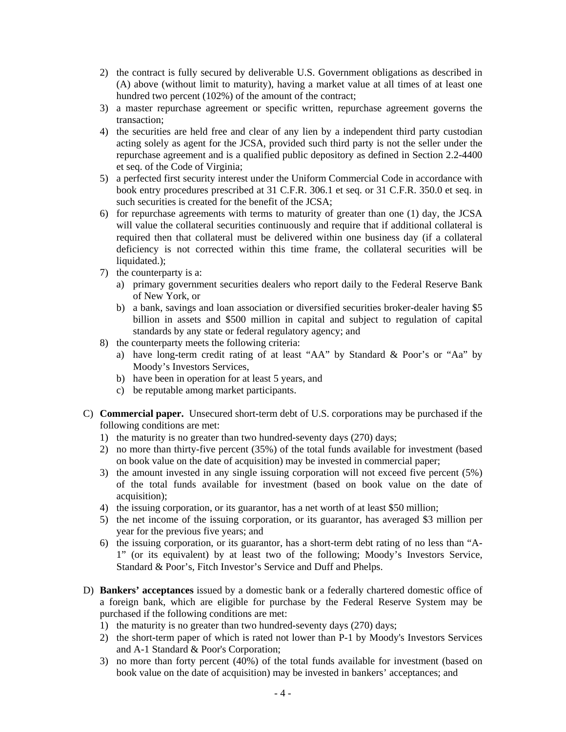2) the contract is fully secured by deliverable U.S. Government obligations as described in (A) above (without limit to maturity), having a market value at all times of at least one hundred two percent (102%) of the amount of the contract;
3) a master repurchase agreement or specific written, repurchase agreement governs the transaction;
4) the securities are held free and clear of any lien by a independent third party custodian acting solely as agent for the JCSA, provided such third party is not the seller under the repurchase agreement and is a qualified public depository as defined in Section 2.2-4400 et seq. of the Code of Virginia;
5) a perfected first security interest under the Uniform Commercial Code in accordance with book entry procedures prescribed at 31 C.F.R. 306.1 et seq. or 31 C.F.R. 350.0 et seq. in such securities is created for the benefit of the JCSA;
6) for repurchase agreements with terms to maturity of greater than one (1) day, the JCSA will value the collateral securities continuously and require that if additional collateral is required then that collateral must be delivered within one business day (if a collateral deficiency is not corrected within this time frame, the collateral securities will be liquidated.);
7) the counterparty is a:
   a) primary government securities dealers who report daily to the Federal Reserve Bank of New York, or
   b) a bank, savings and loan association or diversified securities broker-dealer having $5 billion in assets and $500 million in capital and subject to regulation of capital standards by any state or federal regulatory agency; and
8) the counterparty meets the following criteria:
   a) have long-term credit rating of at least "AA" by Standard & Poor's or "Aa" by Moody's Investors Services,
   b) have been in operation for at least 5 years, and
   c) be reputable among market participants.

C) **Commercial paper.** Unsecured short-term debt of U.S. corporations may be purchased if the following conditions are met:
   1) the maturity is no greater than two hundred-seventy days (270) days;
   2) no more than thirty-five percent (35%) of the total funds available for investment (based on book value on the date of acquisition) may be invested in commercial paper;
   3) the amount invested in any single issuing corporation will not exceed five percent (5%) of the total funds available for investment (based on book value on the date of acquisition);
   4) the issuing corporation, or its guarantor, has a net worth of at least $50 million;
   5) the net income of the issuing corporation, or its guarantor, has averaged $3 million per year for the previous five years; and
   6) the issuing corporation, or its guarantor, has a short-term debt rating of no less than "A-1" (or its equivalent) by at least two of the following; Moody's Investors Service, Standard & Poor's, Fitch Investor's Service and Duff and Phelps.

D) **Bankers' acceptances** issued by a domestic bank or a federally chartered domestic office of a foreign bank, which are eligible for purchase by the Federal Reserve System may be purchased if the following conditions are met:
   1) the maturity is no greater than two hundred-seventy days (270) days;
   2) the short-term paper of which is rated not lower than P-1 by Moody's Investors Services and A-1 Standard & Poor's Corporation;
   3) no more than forty percent (40%) of the total funds available for investment (based on book value on the date of acquisition) may be invested in bankers' acceptances; and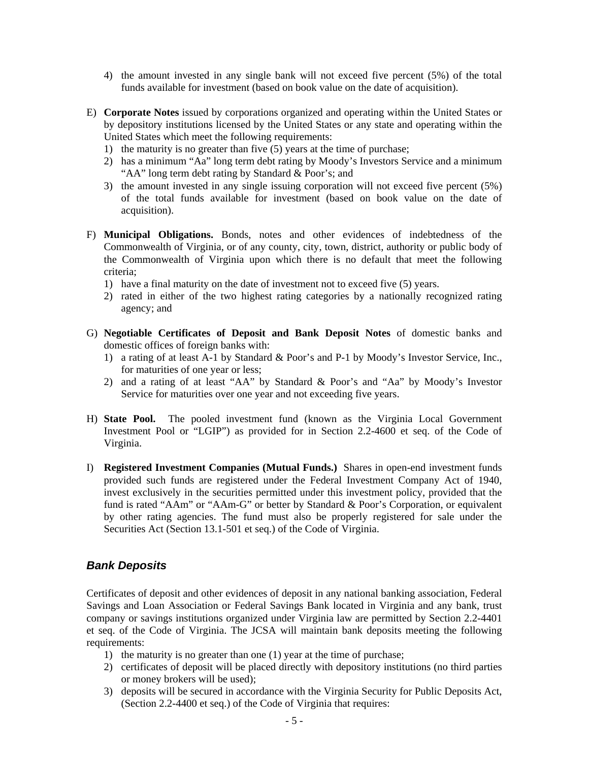4) the amount invested in any single bank will not exceed five percent (5%) of the total funds available for investment (based on book value on the date of acquisition).

E) **Corporate Notes** issued by corporations organized and operating within the United States or by depository institutions licensed by the United States or any state and operating within the United States which meet the following requirements:
   1) the maturity is no greater than five (5) years at the time of purchase;
   2) has a minimum "Aa" long term debt rating by Moody's Investors Service and a minimum "AA" long term debt rating by Standard & Poor's; and
   3) the amount invested in any single issuing corporation will not exceed five percent (5%) of the total funds available for investment (based on book value on the date of acquisition).

F) **Municipal Obligations.** Bonds, notes and other evidences of indebtedness of the Commonwealth of Virginia, or of any county, city, town, district, authority or public body of the Commonwealth of Virginia upon which there is no default that meet the following criteria;
   1) have a final maturity on the date of investment not to exceed five (5) years.
   2) rated in either of the two highest rating categories by a nationally recognized rating agency; and

G) **Negotiable Certificates of Deposit and Bank Deposit Notes** of domestic banks and domestic offices of foreign banks with:
   1) a rating of at least A-1 by Standard & Poor's and P-1 by Moody's Investor Service, Inc., for maturities of one year or less;
   2) and a rating of at least "AA" by Standard & Poor's and "Aa" by Moody's Investor Service for maturities over one year and not exceeding five years.

H) **State Pool.** The pooled investment fund (known as the Virginia Local Government Investment Pool or "LGIP") as provided for in Section 2.2-4600 et seq. of the Code of Virginia.

I) **Registered Investment Companies (Mutual Funds.)** Shares in open-end investment funds provided such funds are registered under the Federal Investment Company Act of 1940, invest exclusively in the securities permitted under this investment policy, provided that the fund is rated "AAm" or "AAm-G" or better by Standard & Poor's Corporation, or equivalent by other rating agencies. The fund must also be properly registered for sale under the Securities Act (Section 13.1-501 et seq.) of the Code of Virginia.

### *Bank Deposits*

Certificates of deposit and other evidences of deposit in any national banking association, Federal Savings and Loan Association or Federal Savings Bank located in Virginia and any bank, trust company or savings institutions organized under Virginia law are permitted by Section 2.2-4401 et seq. of the Code of Virginia. The JCSA will maintain bank deposits meeting the following requirements:

1) the maturity is no greater than one (1) year at the time of purchase;
2) certificates of deposit will be placed directly with depository institutions (no third parties or money brokers will be used);
3) deposits will be secured in accordance with the Virginia Security for Public Deposits Act, (Section 2.2-4400 et seq.) of the Code of Virginia that requires: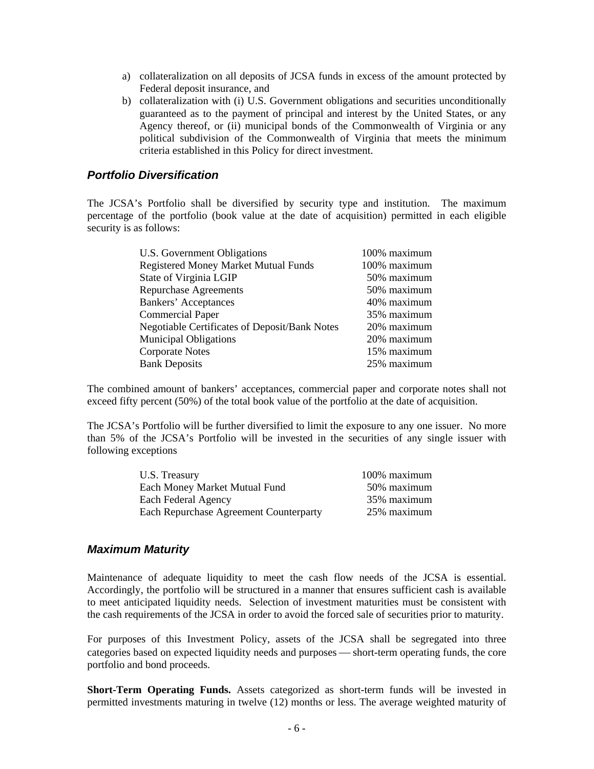a) collateralization on all deposits of JCSA funds in excess of the amount protected by Federal deposit insurance, and
b) collateralization with (i) U.S. Government obligations and securities unconditionally guaranteed as to the payment of principal and interest by the United States, or any Agency thereof, or (ii) municipal bonds of the Commonwealth of Virginia or any political subdivision of the Commonwealth of Virginia that meets the minimum criteria established in this Policy for direct investment.

### *Portfolio Diversification*

The JCSA's Portfolio shall be diversified by security type and institution. The maximum percentage of the portfolio (book value at the date of acquisition) permitted in each eligible security is as follows:

| | |
|---|---|
| U.S. Government Obligations | 100% maximum |
| Registered Money Market Mutual Funds | 100% maximum |
| State of Virginia LGIP | 50% maximum |
| Repurchase Agreements | 50% maximum |
| Bankers' Acceptances | 40% maximum |
| Commercial Paper | 35% maximum |
| Negotiable Certificates of Deposit/Bank Notes | 20% maximum |
| Municipal Obligations | 20% maximum |
| Corporate Notes | 15% maximum |
| Bank Deposits | 25% maximum |

The combined amount of bankers' acceptances, commercial paper and corporate notes shall not exceed fifty percent (50%) of the total book value of the portfolio at the date of acquisition.

The JCSA's Portfolio will be further diversified to limit the exposure to any one issuer. No more than 5% of the JCSA's Portfolio will be invested in the securities of any single issuer with following exceptions

| | |
|---|---|
| U.S. Treasury | 100% maximum |
| Each Money Market Mutual Fund | 50% maximum |
| Each Federal Agency | 35% maximum |
| Each Repurchase Agreement Counterparty | 25% maximum |

### *Maximum Maturity*

Maintenance of adequate liquidity to meet the cash flow needs of the JCSA is essential. Accordingly, the portfolio will be structured in a manner that ensures sufficient cash is available to meet anticipated liquidity needs. Selection of investment maturities must be consistent with the cash requirements of the JCSA in order to avoid the forced sale of securities prior to maturity.

For purposes of this Investment Policy, assets of the JCSA shall be segregated into three categories based on expected liquidity needs and purposes — short-term operating funds, the core portfolio and bond proceeds.

**Short-Term Operating Funds.** Assets categorized as short-term funds will be invested in permitted investments maturing in twelve (12) months or less. The average weighted maturity of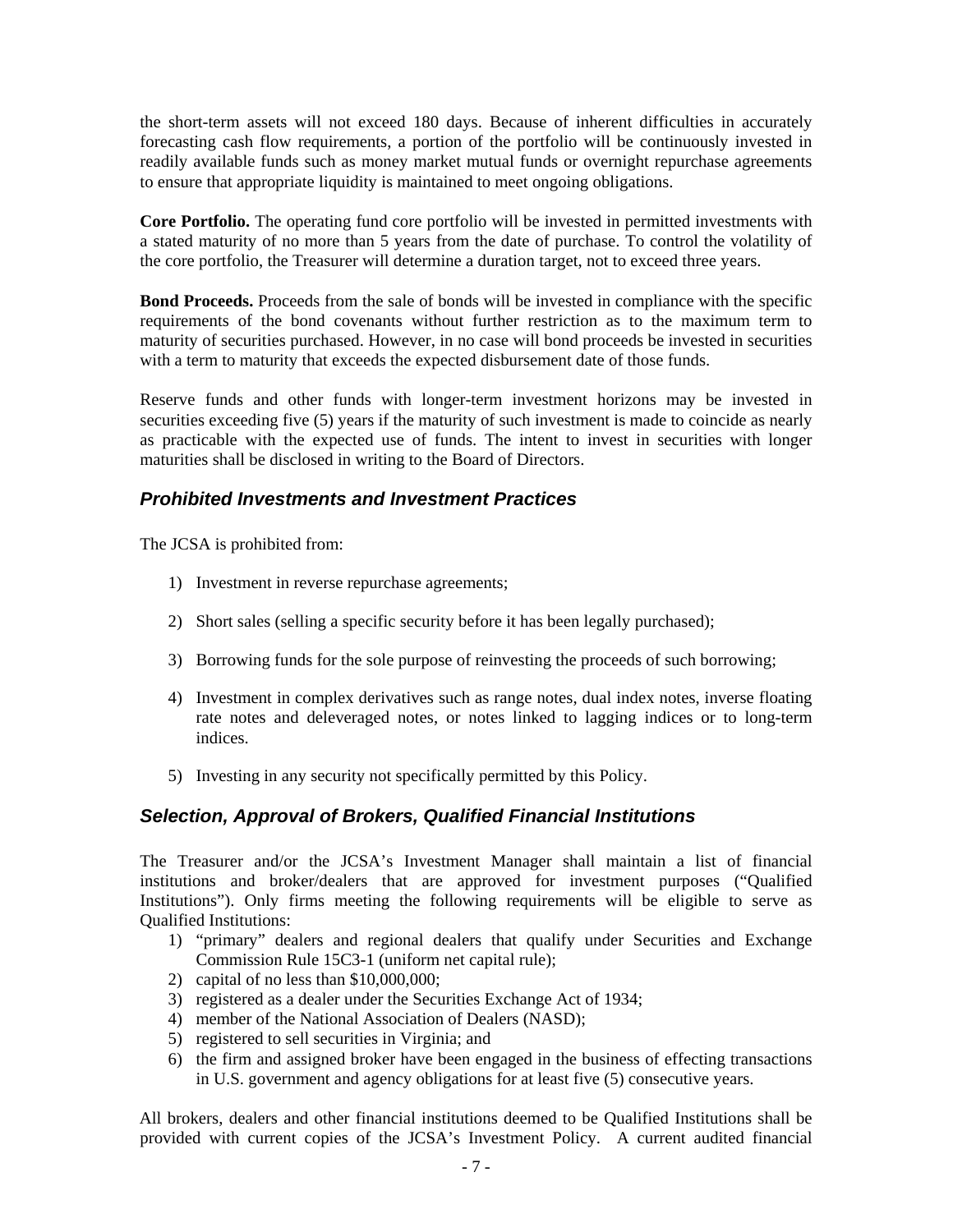the short-term assets will not exceed 180 days. Because of inherent difficulties in accurately forecasting cash flow requirements, a portion of the portfolio will be continuously invested in readily available funds such as money market mutual funds or overnight repurchase agreements to ensure that appropriate liquidity is maintained to meet ongoing obligations.

**Core Portfolio.** The operating fund core portfolio will be invested in permitted investments with a stated maturity of no more than 5 years from the date of purchase. To control the volatility of the core portfolio, the Treasurer will determine a duration target, not to exceed three years.

**Bond Proceeds.** Proceeds from the sale of bonds will be invested in compliance with the specific requirements of the bond covenants without further restriction as to the maximum term to maturity of securities purchased. However, in no case will bond proceeds be invested in securities with a term to maturity that exceeds the expected disbursement date of those funds.

Reserve funds and other funds with longer-term investment horizons may be invested in securities exceeding five (5) years if the maturity of such investment is made to coincide as nearly as practicable with the expected use of funds. The intent to invest in securities with longer maturities shall be disclosed in writing to the Board of Directors.

### *Prohibited Investments and Investment Practices*

The JCSA is prohibited from:

1) Investment in reverse repurchase agreements;

2) Short sales (selling a specific security before it has been legally purchased);

3) Borrowing funds for the sole purpose of reinvesting the proceeds of such borrowing;

4) Investment in complex derivatives such as range notes, dual index notes, inverse floating rate notes and deleveraged notes, or notes linked to lagging indices or to long-term indices.

5) Investing in any security not specifically permitted by this Policy.

### *Selection, Approval of Brokers, Qualified Financial Institutions*

The Treasurer and/or the JCSA's Investment Manager shall maintain a list of financial institutions and broker/dealers that are approved for investment purposes ("Qualified Institutions"). Only firms meeting the following requirements will be eligible to serve as Qualified Institutions:

1) "primary" dealers and regional dealers that qualify under Securities and Exchange Commission Rule 15C3-1 (uniform net capital rule);
2) capital of no less than $10,000,000;
3) registered as a dealer under the Securities Exchange Act of 1934;
4) member of the National Association of Dealers (NASD);
5) registered to sell securities in Virginia; and
6) the firm and assigned broker have been engaged in the business of effecting transactions in U.S. government and agency obligations for at least five (5) consecutive years.

All brokers, dealers and other financial institutions deemed to be Qualified Institutions shall be provided with current copies of the JCSA's Investment Policy. A current audited financial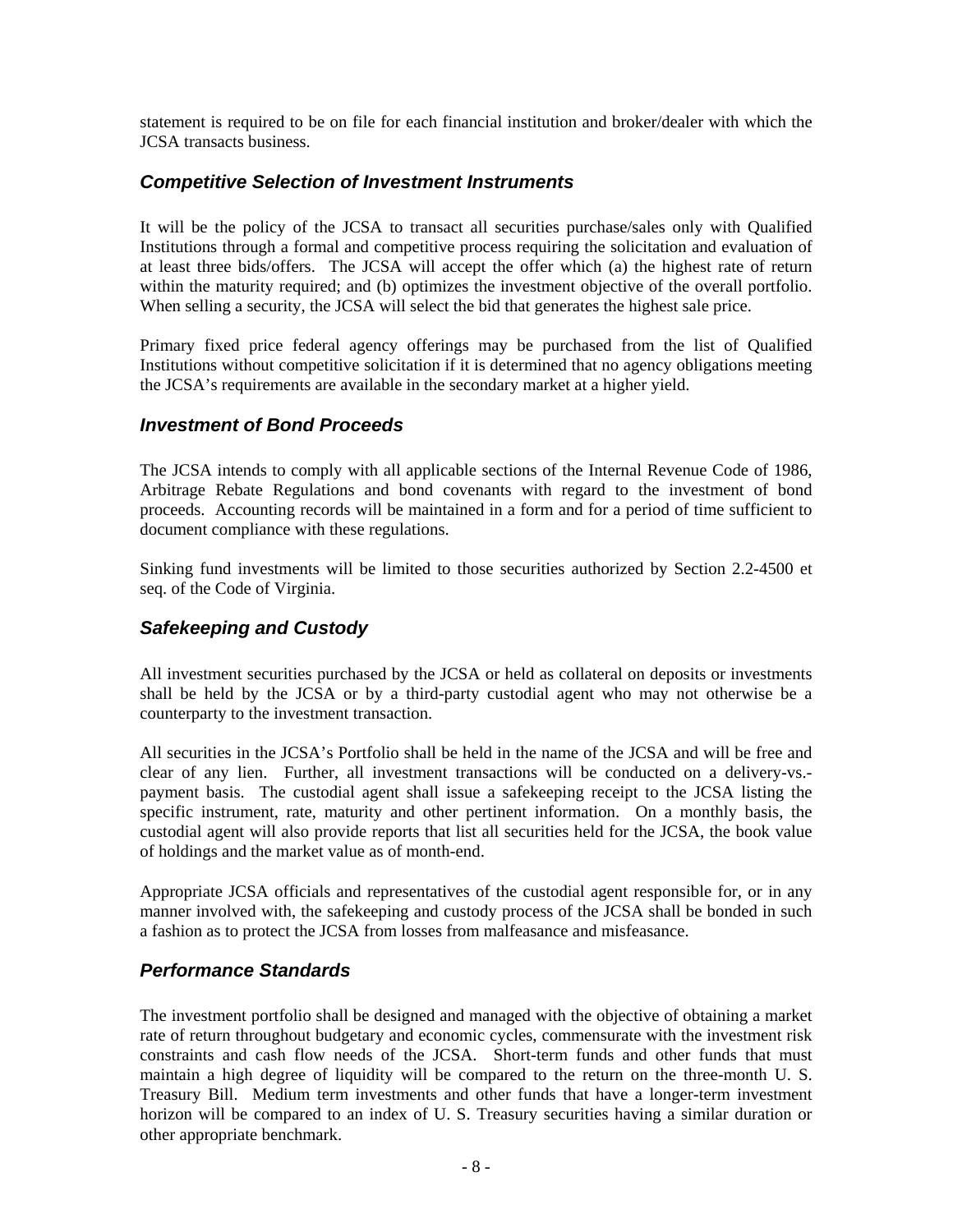statement is required to be on file for each financial institution and broker/dealer with which the JCSA transacts business.

### *Competitive Selection of Investment Instruments*

It will be the policy of the JCSA to transact all securities purchase/sales only with Qualified Institutions through a formal and competitive process requiring the solicitation and evaluation of at least three bids/offers. The JCSA will accept the offer which (a) the highest rate of return within the maturity required; and (b) optimizes the investment objective of the overall portfolio. When selling a security, the JCSA will select the bid that generates the highest sale price.

Primary fixed price federal agency offerings may be purchased from the list of Qualified Institutions without competitive solicitation if it is determined that no agency obligations meeting the JCSA's requirements are available in the secondary market at a higher yield.

### *Investment of Bond Proceeds*

The JCSA intends to comply with all applicable sections of the Internal Revenue Code of 1986, Arbitrage Rebate Regulations and bond covenants with regard to the investment of bond proceeds. Accounting records will be maintained in a form and for a period of time sufficient to document compliance with these regulations.

Sinking fund investments will be limited to those securities authorized by Section 2.2-4500 et seq. of the Code of Virginia.

### *Safekeeping and Custody*

All investment securities purchased by the JCSA or held as collateral on deposits or investments shall be held by the JCSA or by a third-party custodial agent who may not otherwise be a counterparty to the investment transaction.

All securities in the JCSA's Portfolio shall be held in the name of the JCSA and will be free and clear of any lien. Further, all investment transactions will be conducted on a delivery-vs.-payment basis. The custodial agent shall issue a safekeeping receipt to the JCSA listing the specific instrument, rate, maturity and other pertinent information. On a monthly basis, the custodial agent will also provide reports that list all securities held for the JCSA, the book value of holdings and the market value as of month-end.

Appropriate JCSA officials and representatives of the custodial agent responsible for, or in any manner involved with, the safekeeping and custody process of the JCSA shall be bonded in such a fashion as to protect the JCSA from losses from malfeasance and misfeasance.

### *Performance Standards*

The investment portfolio shall be designed and managed with the objective of obtaining a market rate of return throughout budgetary and economic cycles, commensurate with the investment risk constraints and cash flow needs of the JCSA. Short-term funds and other funds that must maintain a high degree of liquidity will be compared to the return on the three-month U. S. Treasury Bill. Medium term investments and other funds that have a longer-term investment horizon will be compared to an index of U. S. Treasury securities having a similar duration or other appropriate benchmark.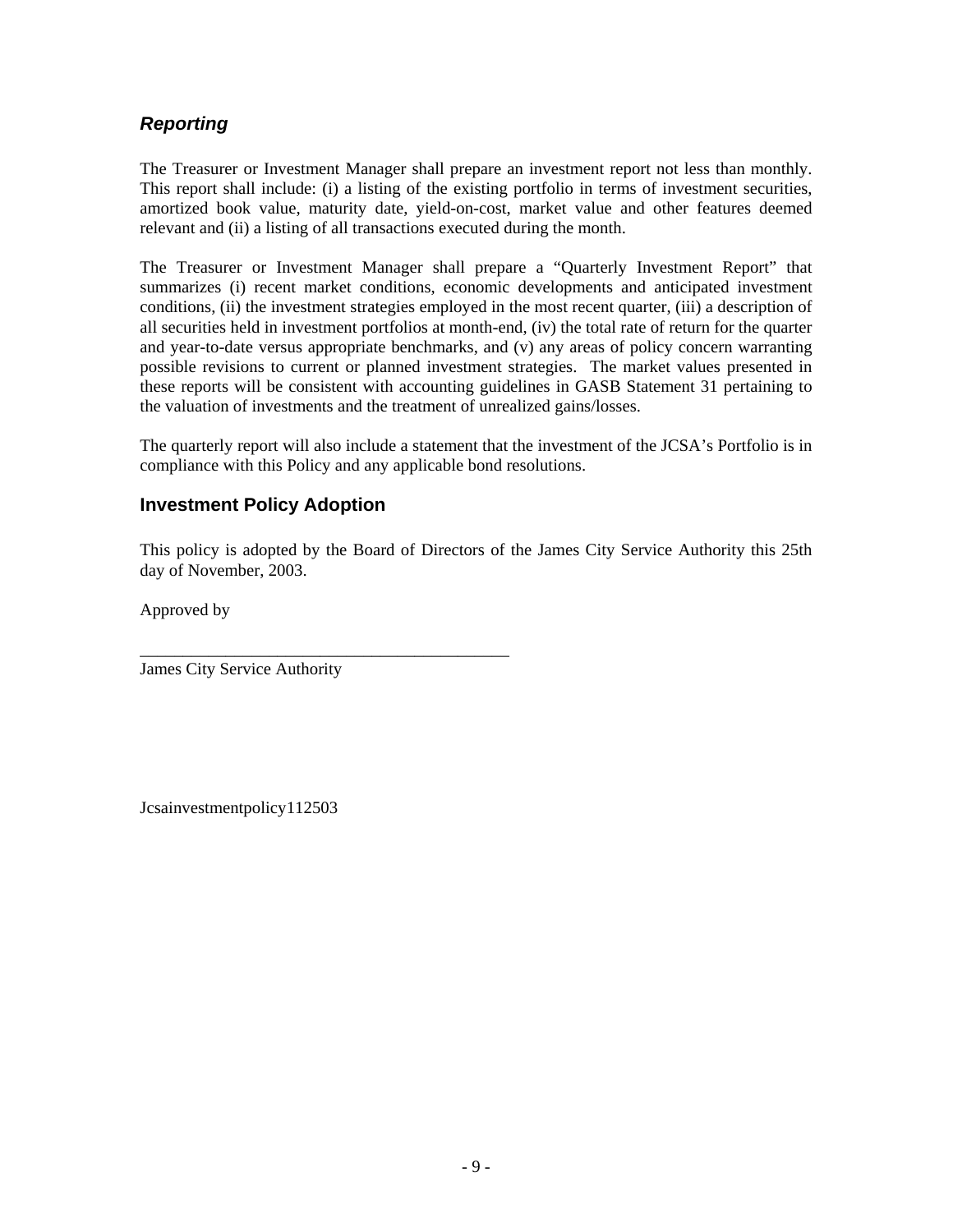### *Reporting*

The Treasurer or Investment Manager shall prepare an investment report not less than monthly. This report shall include: (i) a listing of the existing portfolio in terms of investment securities, amortized book value, maturity date, yield-on-cost, market value and other features deemed relevant and (ii) a listing of all transactions executed during the month.

The Treasurer or Investment Manager shall prepare a "Quarterly Investment Report" that summarizes (i) recent market conditions, economic developments and anticipated investment conditions, (ii) the investment strategies employed in the most recent quarter, (iii) a description of all securities held in investment portfolios at month-end, (iv) the total rate of return for the quarter and year-to-date versus appropriate benchmarks, and (v) any areas of policy concern warranting possible revisions to current or planned investment strategies. The market values presented in these reports will be consistent with accounting guidelines in GASB Statement 31 pertaining to the valuation of investments and the treatment of unrealized gains/losses.

The quarterly report will also include a statement that the investment of the JCSA's Portfolio is in compliance with this Policy and any applicable bond resolutions.

## Investment Policy Adoption

This policy is adopted by the Board of Directors of the James City Service Authority this 25th day of November, 2003.

Approved by

______________________________________________
James City Service Authority

Jcsainvestmentpolicy112503